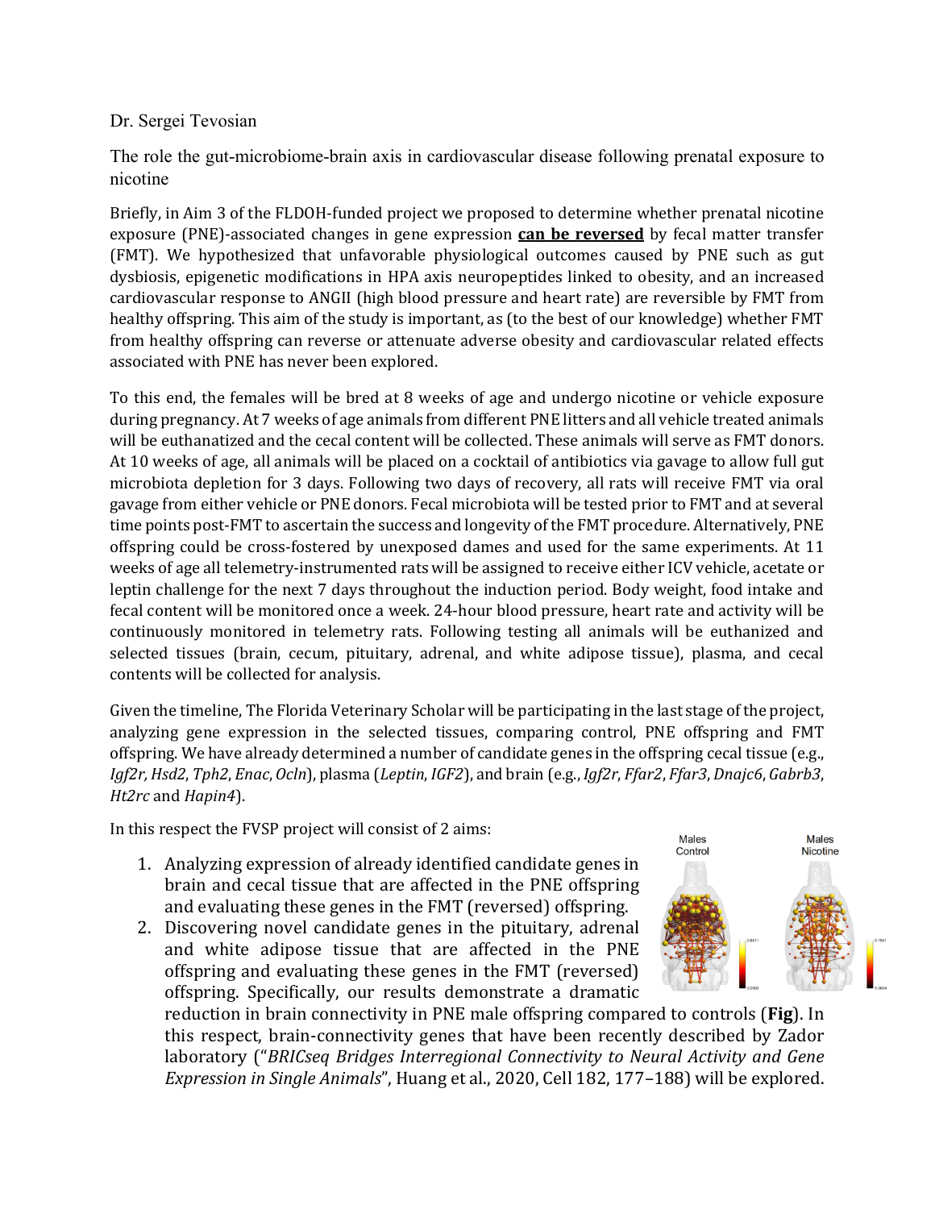Dr. Sergei Tevosian

The role the gut-microbiome-brain axis in cardiovascular disease following prenatal exposure to nicotine

Briefly, in Aim 3 of the FLDOH-funded project we proposed to determine whether prenatal nicotine exposure (PNE)-associated changes in gene expression **can be reversed** by fecal matter transfer (FMT). We hypothesized that unfavorable physiological outcomes caused by PNE such as gut dysbiosis, epigenetic modifications in HPA axis neuropeptides linked to obesity, and an increased cardiovascular response to ANGII (high blood pressure and heart rate) are reversible by FMT from healthy offspring. This aim of the study is important, as (to the best of our knowledge) whether FMT from healthy offspring can reverse or attenuate adverse obesity and cardiovascular related effects associated with PNE has never been explored.

To this end, the females will be bred at 8 weeks of age and undergo nicotine or vehicle exposure during pregnancy. At 7 weeks of age animals from different PNE litters and all vehicle treated animals will be euthanized and the cecal content will be collected. These animals will serve as FMT donors. At 10 weeks of age, all animals will be placed on a cocktail of antibiotics via gavage to allow full gut microbiota depletion for 3 days. Following two days of recovery, all rats will receive FMT via oral gavage from either vehicle or PNE donors. Fecal microbiota will be tested prior to FMT and at several time points post-FMT to ascertain the success and longevity of the FMT procedure. Alternatively, PNE offspring could be cross-fostered by unexposed dames and used for the same experiments. At 11 weeks of age all telemetry-instrumented rats will be assigned to receive either ICV vehicle, acetate or leptin challenge for the next 7 days throughout the induction period. Body weight, food intake and fecal content will be monitored once a week. 24-hour blood pressure, heart rate and activity will be continuously monitored in telemetry rats. Following testing all animals will be euthanized and selected tissues (brain, cecum, pituitary, adrenal, and white adipose tissue), plasma, and cecal contents will be collected for analysis.

Given the timeline, The Florida Veterinary Scholar will be participating in the last stage of the project, analyzing gene expression in the selected tissues, comparing control, PNE offspring and FMT offspring. We have already determined a number of candidate genes in the offspring cecal tissue (e.g., *Igf2r, Hsd2*, *Tph2*, *Enac*, *Ocln*), plasma (*Leptin*, *IGF2*), and brain (e.g., *Igf2r*, *Ffar2*, *Ffar3*, *Dnajc6*, *Gabrb3*, *Ht2rc* and *Hapin4*).

In this respect the FVSP project will consist of 2 aims:

1. Analyzing expression of already identified candidate genes in brain and cecal tissue that are affected in the PNE offspring and evaluating these genes in the FMT (reversed) offspring.
2. Discovering novel candidate genes in the pituitary, adrenal and white adipose tissue that are affected in the PNE offspring and evaluating these genes in the FMT (reversed) offspring. Specifically, our results demonstrate a dramatic reduction in brain connectivity in PNE male offspring compared to controls (**Fig**). In this respect, brain-connectivity genes that have been recently described by Zador laboratory ("*BRICseq Bridges Interregional Connectivity to Neural Activity and Gene Expression in Single Animals*", Huang et al., 2020, Cell 182, 177–188) will be explored.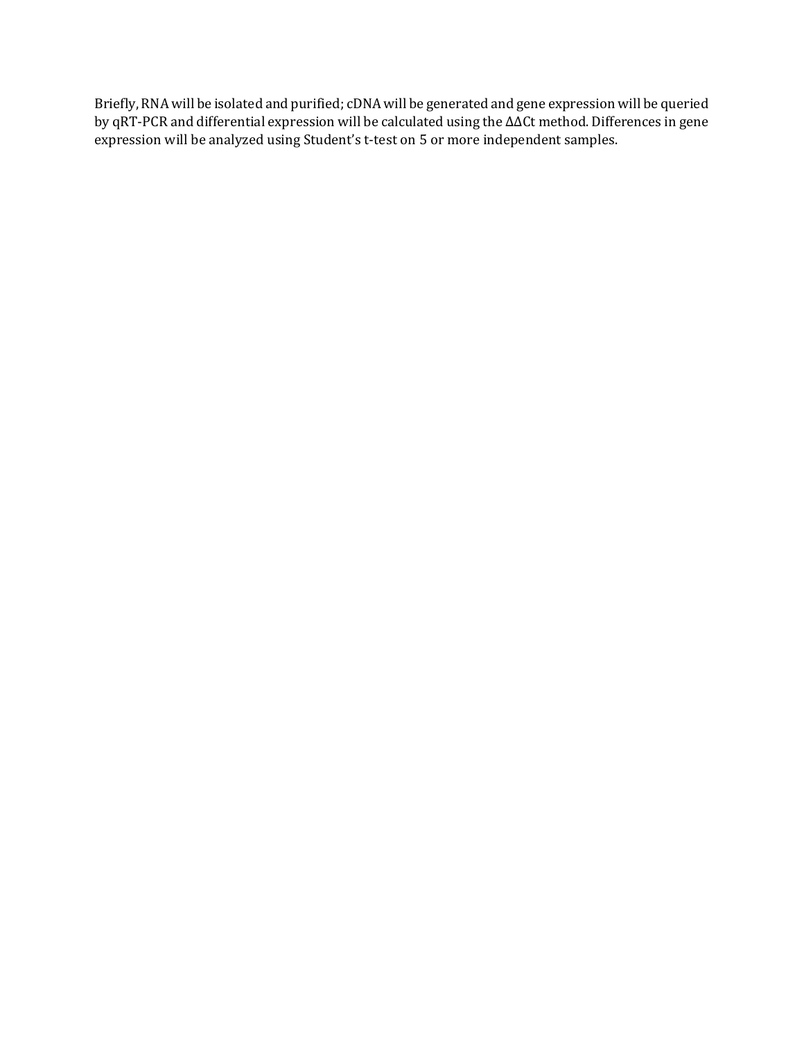Briefly, RNA will be isolated and purified; cDNA will be generated and gene expression will be queried by qRT-PCR and differential expression will be calculated using the $\Delta\Delta$Ct method. Differences in gene expression will be analyzed using Student's t-test on 5 or more independent samples.